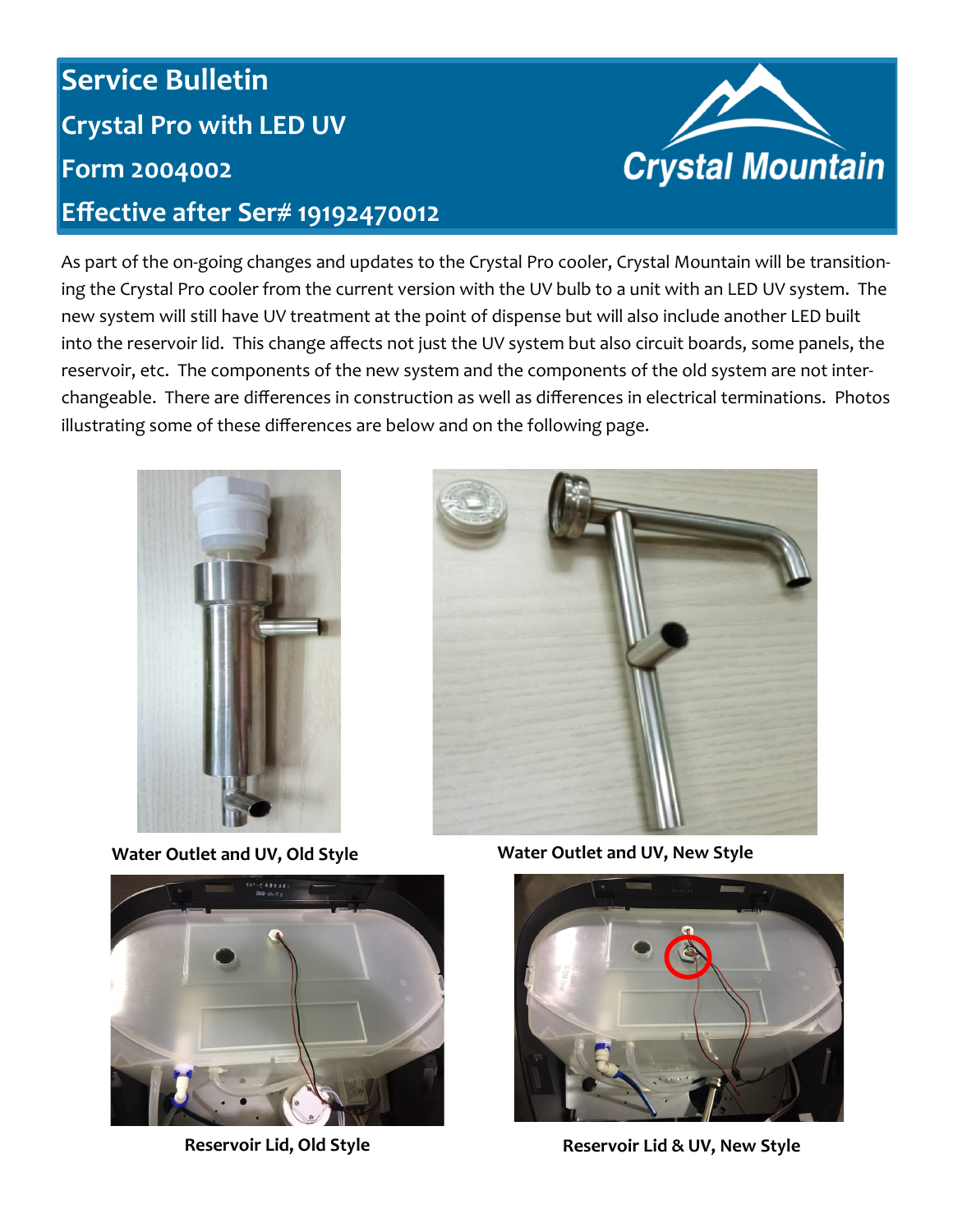# Service Bulletin

## Crystal Pro with LED UV

## Form 2004002

## Effective after Ser# 19192470012

Crystal Mountain

As part of the on-going changes and updates to the Crystal Pro cooler, Crystal Mountain will be transitioning the Crystal Pro cooler from the current version with the UV bulb to a unit with an LED UV system. The new system will still have UV treatment at the point of dispense but will also include another LED built into the reservoir lid. This change affects not just the UV system but also circuit boards, some panels, the reservoir, etc. The components of the new system and the components of the old system are not interchangeable. There are differences in construction as well as differences in electrical terminations. Photos illustrating some of these differences are below and on the following page.

**Water Outlet and UV, Old Style**

**Water Outlet and UV, New Style**

**Reservoir Lid, Old Style**

**Reservoir Lid & UV, New Style**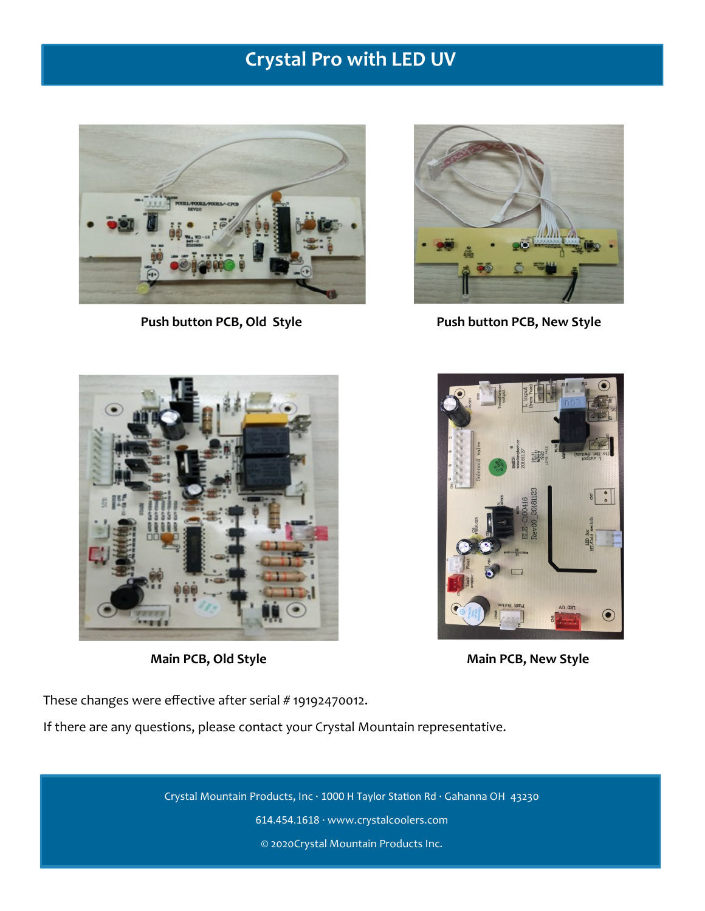# Crystal Pro with LED UV

**Push button PCB, Old Style**

**Push button PCB, New Style**

**Main PCB, Old Style**

**Main PCB, New Style**

These changes were effective after serial # 19192470012.

If there are any questions, please contact your Crystal Mountain representative.

Crystal Mountain Products, Inc · 1000 H Taylor Station Rd · Gahanna OH 43230

614.454.1618 · www.crystalcoolers.com

© 2020Crystal Mountain Products Inc.